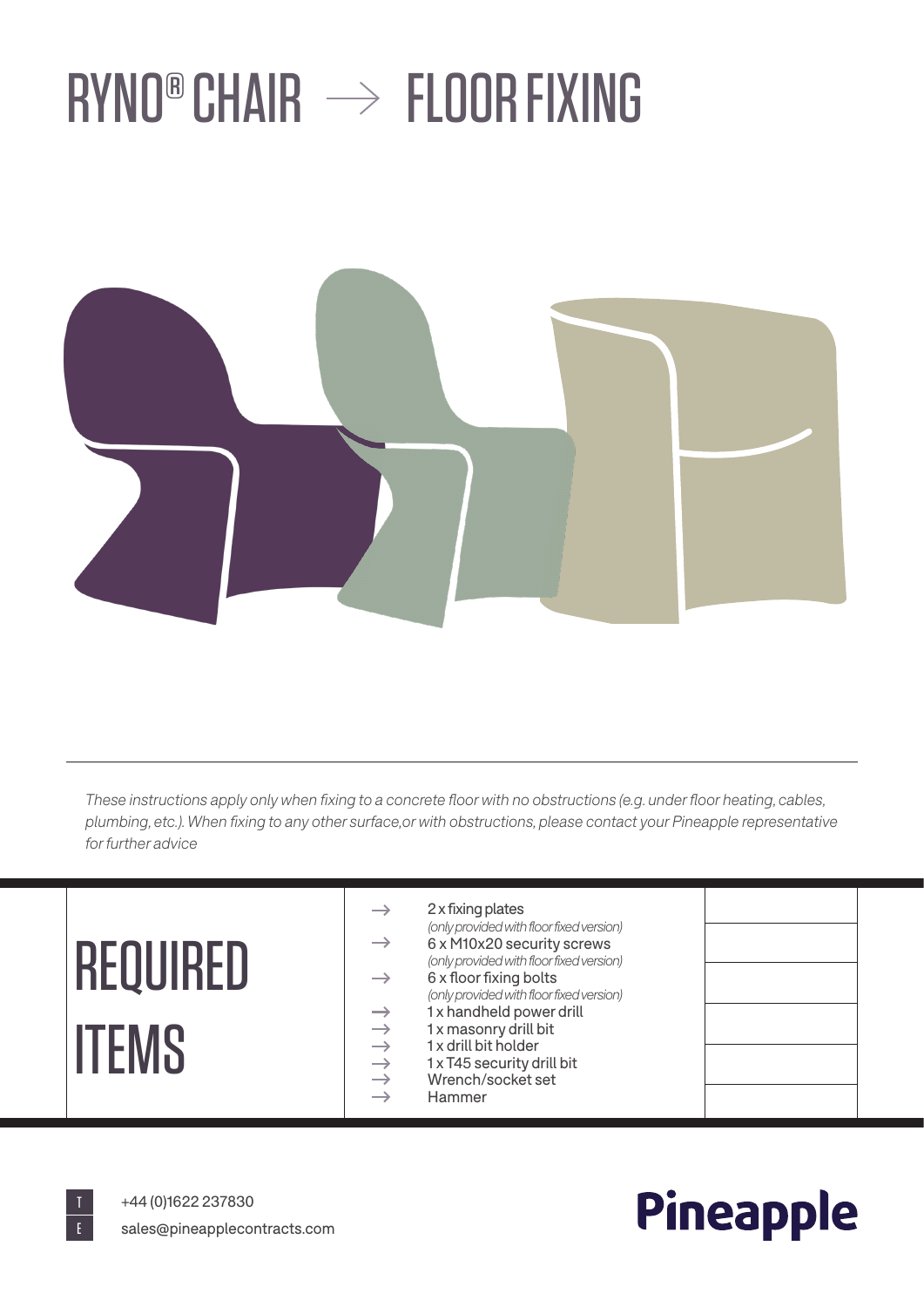# RYNO® CHAIR → FLOOR FIXING

*These instructions apply only when fixing to a concrete floor with no obstructions (e.g. under floor heating, cables, plumbing, etc.). When fixing to any other surface,or with obstructions, please contact your Pineapple representative for further advice*

## REQUIRED ITEMS

- → 2 x fixing plates
  *(only provided with floor fixed version)*
- → 6 x M10x20 security screws
  *(only provided with floor fixed version)*
- → 6 x floor fixing bolts
  *(only provided with floor fixed version)*
- → 1 x handheld power drill
- → 1 x masonry drill bit
- → 1 x drill bit holder
- → 1 x T45 security drill bit
- → Wrench/socket set
- → Hammer

T +44 (0)1622 237830

E sales@pineapplecontracts.com

**Pineapple**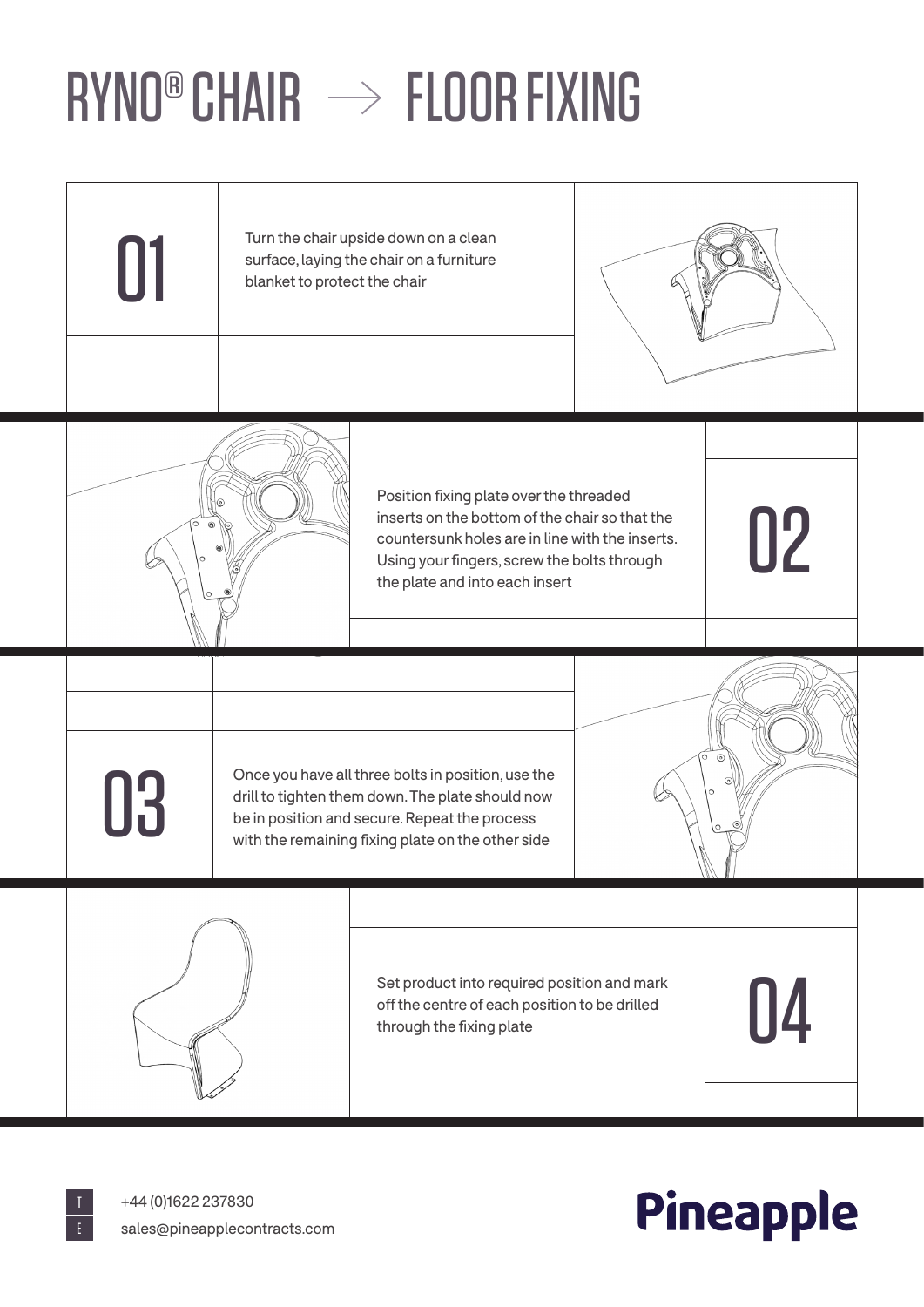# RYNO® CHAIR → FLOOR FIXING

**01**

Turn the chair upside down on a clean surface, laying the chair on a furniture blanket to protect the chair

**02**

Position fixing plate over the threaded inserts on the bottom of the chair so that the countersunk holes are in line with the inserts. Using your fingers, screw the bolts through the plate and into each insert

**03**

Once you have all three bolts in position, use the drill to tighten them down. The plate should now be in position and secure. Repeat the process with the remaining fixing plate on the other side

**04**

Set product into required position and mark off the centre of each position to be drilled through the fixing plate

T +44 (0)1622 237830

E sales@pineapplecontracts.com

Pineapple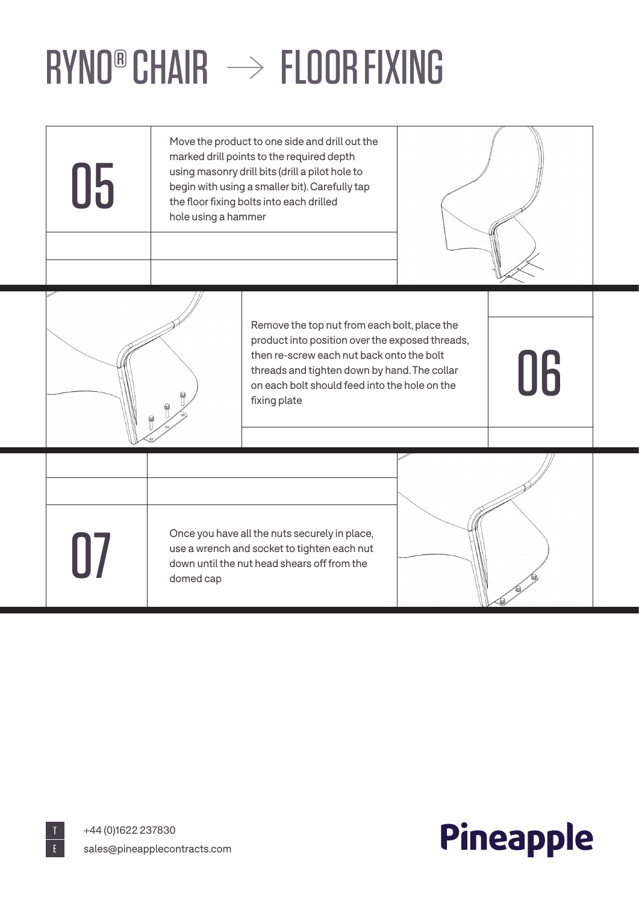# RYNO® CHAIR → FLOOR FIXING

## 05

Move the product to one side and drill out the marked drill points to the required depth using masonry drill bits (drill a pilot hole to begin with using a smaller bit). Carefully tap the floor fixing bolts into each drilled hole using a hammer

## 06

Remove the top nut from each bolt, place the product into position over the exposed threads, then re-screw each nut back onto the bolt threads and tighten down by hand. The collar on each bolt should feed into the hole on the fixing plate

## 07

Once you have all the nuts securely in place, use a wrench and socket to tighten each nut down until the nut head shears off from the domed cap

T +44 (0)1622 237830
E sales@pineapplecontracts.com

Pineapple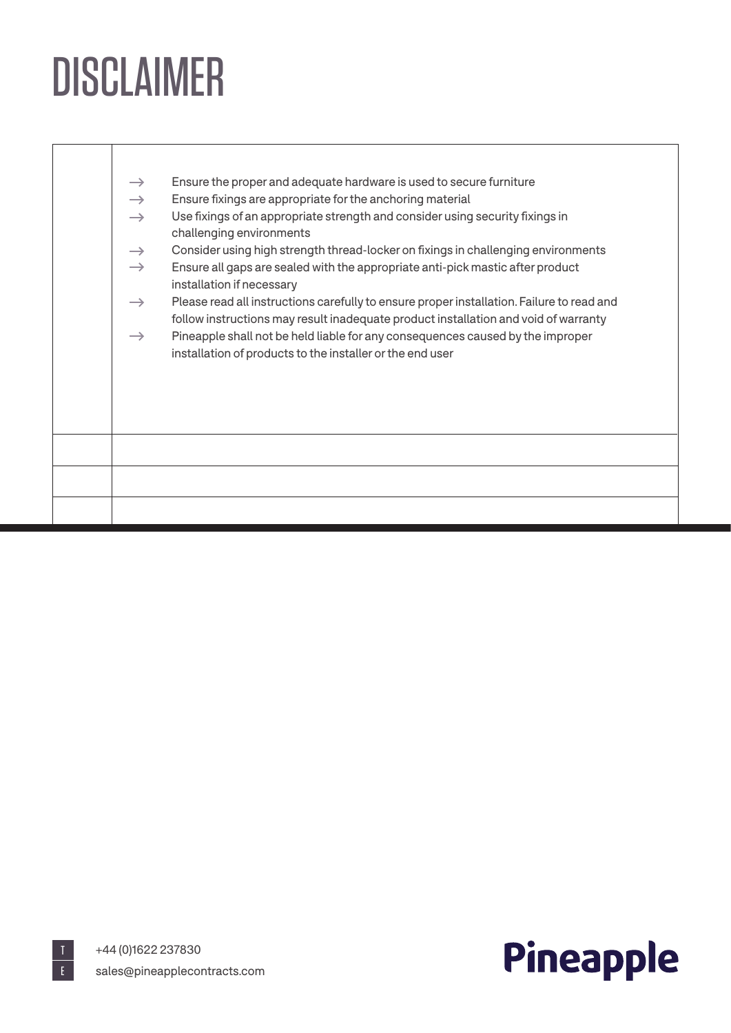# DISCLAIMER

| | |
|---|---|
| | → Ensure the proper and adequate hardware is used to secure furniture<br>→ Ensure fixings are appropriate for the anchoring material<br>→ Use fixings of an appropriate strength and consider using security fixings in challenging environments<br>→ Consider using high strength thread-locker on fixings in challenging environments<br>→ Ensure all gaps are sealed with the appropriate anti-pick mastic after product installation if necessary<br>→ Please read all instructions carefully to ensure proper installation. Failure to read and follow instructions may result inadequate product installation and void of warranty<br>→ Pineapple shall not be held liable for any consequences caused by the improper installation of products to the installer or the end user |
| | |
| | |
| | |

T +44 (0)1622 237830

E sales@pineapplecontracts.com

Pineapple